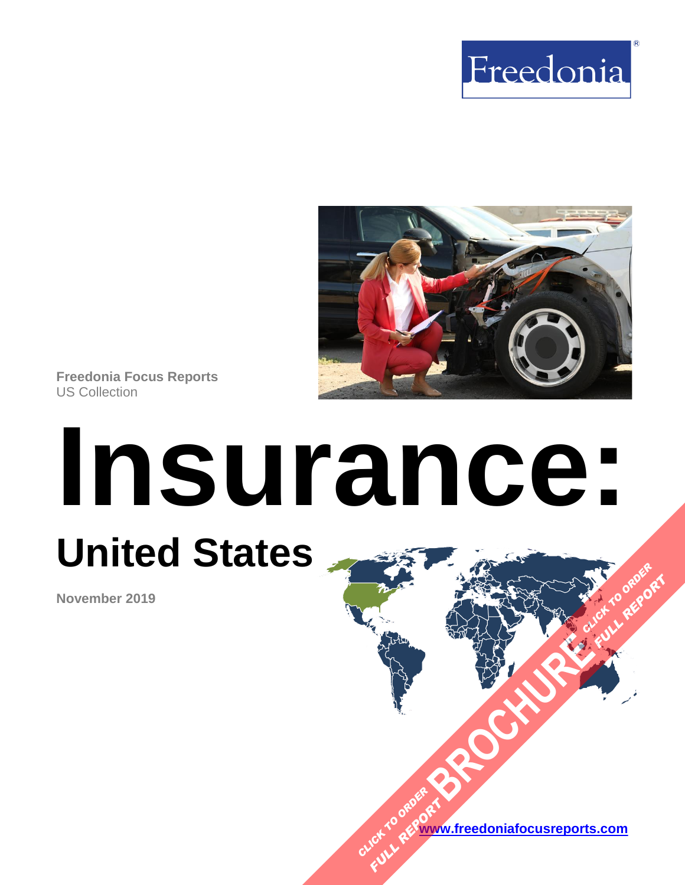Freedonia

**Freedonia Focus Reports**
US Collection

# Insurance:

## United States

**November 2019**

CLICK TO ORDER FULL REPORT

BROCHURE

CLICK TO ORDER FULL REPORT

www.freedoniafocusreports.com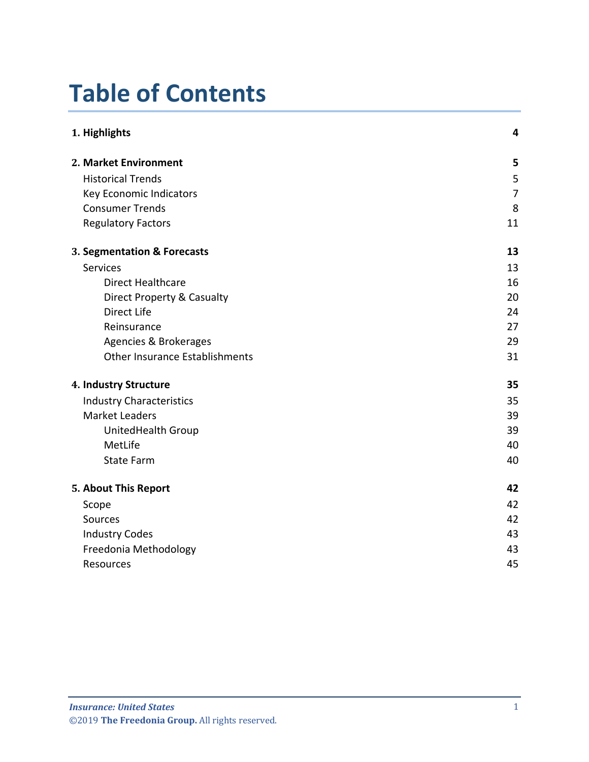# Table of Contents

| | |
|---|---|
| **1. Highlights** | **4** |
| **2. Market Environment** | **5** |
| Historical Trends | 5 |
| Key Economic Indicators | 7 |
| Consumer Trends | 8 |
| Regulatory Factors | 11 |
| **3. Segmentation & Forecasts** | **13** |
| Services | 13 |
| Direct Healthcare | 16 |
| Direct Property & Casualty | 20 |
| Direct Life | 24 |
| Reinsurance | 27 |
| Agencies & Brokerages | 29 |
| Other Insurance Establishments | 31 |
| **4. Industry Structure** | **35** |
| Industry Characteristics | 35 |
| Market Leaders | 39 |
| UnitedHealth Group | 39 |
| MetLife | 40 |
| State Farm | 40 |
| **5. About This Report** | **42** |
| Scope | 42 |
| Sources | 42 |
| Industry Codes | 43 |
| Freedonia Methodology | 43 |
| Resources | 45 |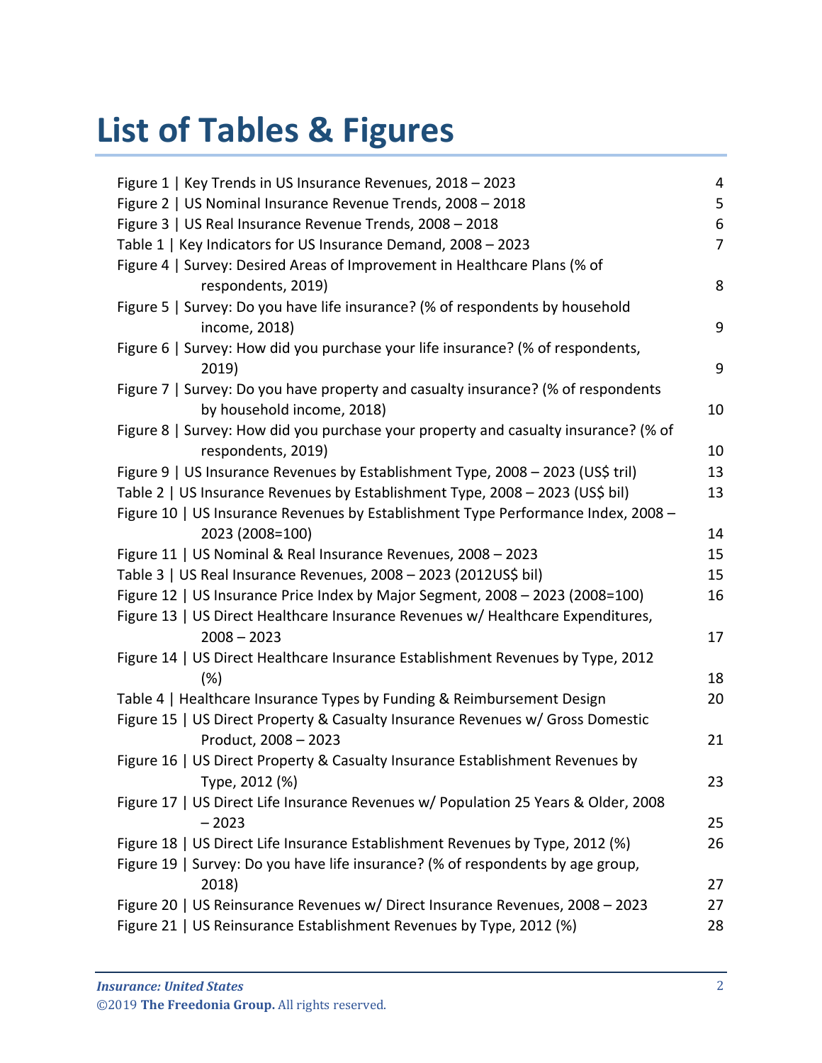# List of Tables & Figures

| | |
|---|---|
| Figure 1 \| Key Trends in US Insurance Revenues, 2018 – 2023 | 4 |
| Figure 2 \| US Nominal Insurance Revenue Trends, 2008 – 2018 | 5 |
| Figure 3 \| US Real Insurance Revenue Trends, 2008 – 2018 | 6 |
| Table 1 \| Key Indicators for US Insurance Demand, 2008 – 2023 | 7 |
| Figure 4 \| Survey: Desired Areas of Improvement in Healthcare Plans (% of respondents, 2019) | 8 |
| Figure 5 \| Survey: Do you have life insurance? (% of respondents by household income, 2018) | 9 |
| Figure 6 \| Survey: How did you purchase your life insurance? (% of respondents, 2019) | 9 |
| Figure 7 \| Survey: Do you have property and casualty insurance? (% of respondents by household income, 2018) | 10 |
| Figure 8 \| Survey: How did you purchase your property and casualty insurance? (% of respondents, 2019) | 10 |
| Figure 9 \| US Insurance Revenues by Establishment Type, 2008 – 2023 (US$ tril) | 13 |
| Table 2 \| US Insurance Revenues by Establishment Type, 2008 – 2023 (US$ bil) | 13 |
| Figure 10 \| US Insurance Revenues by Establishment Type Performance Index, 2008 – 2023 (2008=100) | 14 |
| Figure 11 \| US Nominal & Real Insurance Revenues, 2008 – 2023 | 15 |
| Table 3 \| US Real Insurance Revenues, 2008 – 2023 (2012US$ bil) | 15 |
| Figure 12 \| US Insurance Price Index by Major Segment, 2008 – 2023 (2008=100) | 16 |
| Figure 13 \| US Direct Healthcare Insurance Revenues w/ Healthcare Expenditures, 2008 – 2023 | 17 |
| Figure 14 \| US Direct Healthcare Insurance Establishment Revenues by Type, 2012 (%) | 18 |
| Table 4 \| Healthcare Insurance Types by Funding & Reimbursement Design | 20 |
| Figure 15 \| US Direct Property & Casualty Insurance Revenues w/ Gross Domestic Product, 2008 – 2023 | 21 |
| Figure 16 \| US Direct Property & Casualty Insurance Establishment Revenues by Type, 2012 (%) | 23 |
| Figure 17 \| US Direct Life Insurance Revenues w/ Population 25 Years & Older, 2008 – 2023 | 25 |
| Figure 18 \| US Direct Life Insurance Establishment Revenues by Type, 2012 (%) | 26 |
| Figure 19 \| Survey: Do you have life insurance? (% of respondents by age group, 2018) | 27 |
| Figure 20 \| US Reinsurance Revenues w/ Direct Insurance Revenues, 2008 – 2023 | 27 |
| Figure 21 \| US Reinsurance Establishment Revenues by Type, 2012 (%) | 28 |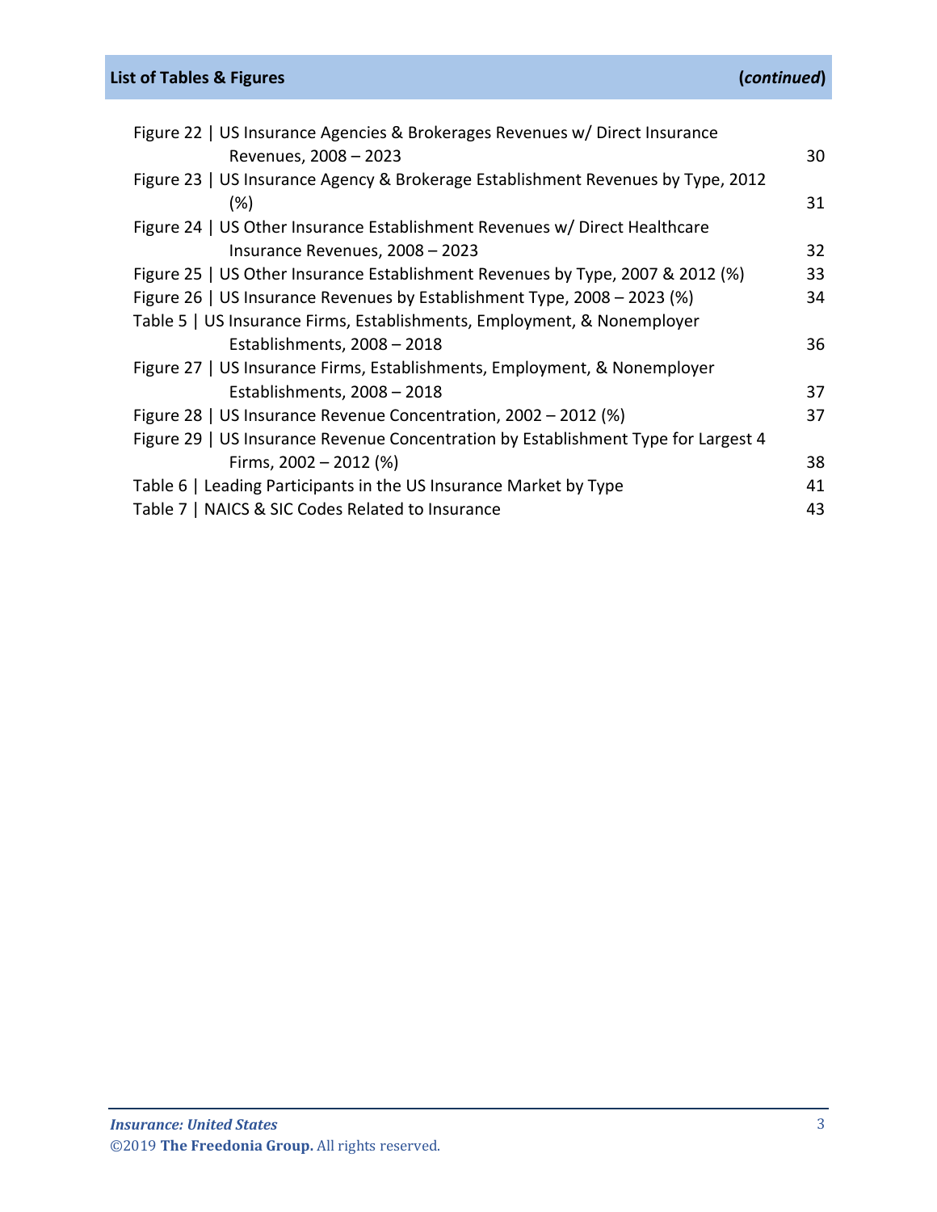## List of Tables & Figures (*continued*)

Figure 22 | US Insurance Agencies & Brokerages Revenues w/ Direct Insurance Revenues, 2008 – 2023 30
Figure 23 | US Insurance Agency & Brokerage Establishment Revenues by Type, 2012 (%) 31
Figure 24 | US Other Insurance Establishment Revenues w/ Direct Healthcare Insurance Revenues, 2008 – 2023 32
Figure 25 | US Other Insurance Establishment Revenues by Type, 2007 & 2012 (%) 33
Figure 26 | US Insurance Revenues by Establishment Type, 2008 – 2023 (%) 34
Table 5 | US Insurance Firms, Establishments, Employment, & Nonemployer Establishments, 2008 – 2018 36
Figure 27 | US Insurance Firms, Establishments, Employment, & Nonemployer Establishments, 2008 – 2018 37
Figure 28 | US Insurance Revenue Concentration, 2002 – 2012 (%) 37
Figure 29 | US Insurance Revenue Concentration by Establishment Type for Largest 4 Firms, 2002 – 2012 (%) 38
Table 6 | Leading Participants in the US Insurance Market by Type 41
Table 7 | NAICS & SIC Codes Related to Insurance 43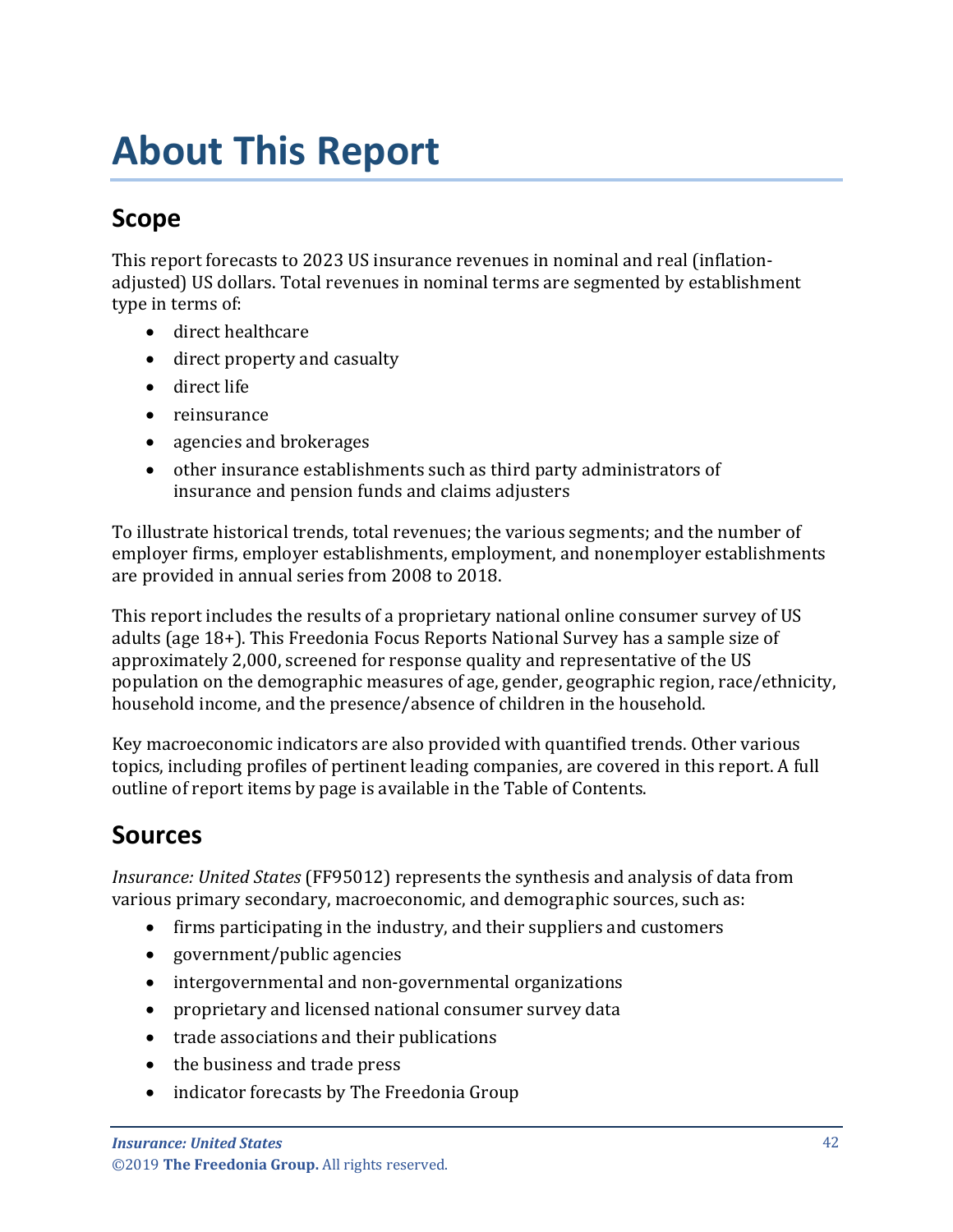# About This Report

## Scope

This report forecasts to 2023 US insurance revenues in nominal and real (inflation-adjusted) US dollars. Total revenues in nominal terms are segmented by establishment type in terms of:

- direct healthcare
- direct property and casualty
- direct life
- reinsurance
- agencies and brokerages
- other insurance establishments such as third party administrators of insurance and pension funds and claims adjusters

To illustrate historical trends, total revenues; the various segments; and the number of employer firms, employer establishments, employment, and nonemployer establishments are provided in annual series from 2008 to 2018.

This report includes the results of a proprietary national online consumer survey of US adults (age 18+). This Freedonia Focus Reports National Survey has a sample size of approximately 2,000, screened for response quality and representative of the US population on the demographic measures of age, gender, geographic region, race/ethnicity, household income, and the presence/absence of children in the household.

Key macroeconomic indicators are also provided with quantified trends. Other various topics, including profiles of pertinent leading companies, are covered in this report. A full outline of report items by page is available in the Table of Contents.

## Sources

*Insurance: United States* (FF95012) represents the synthesis and analysis of data from various primary secondary, macroeconomic, and demographic sources, such as:

- firms participating in the industry, and their suppliers and customers
- government/public agencies
- intergovernmental and non-governmental organizations
- proprietary and licensed national consumer survey data
- trade associations and their publications
- the business and trade press
- indicator forecasts by The Freedonia Group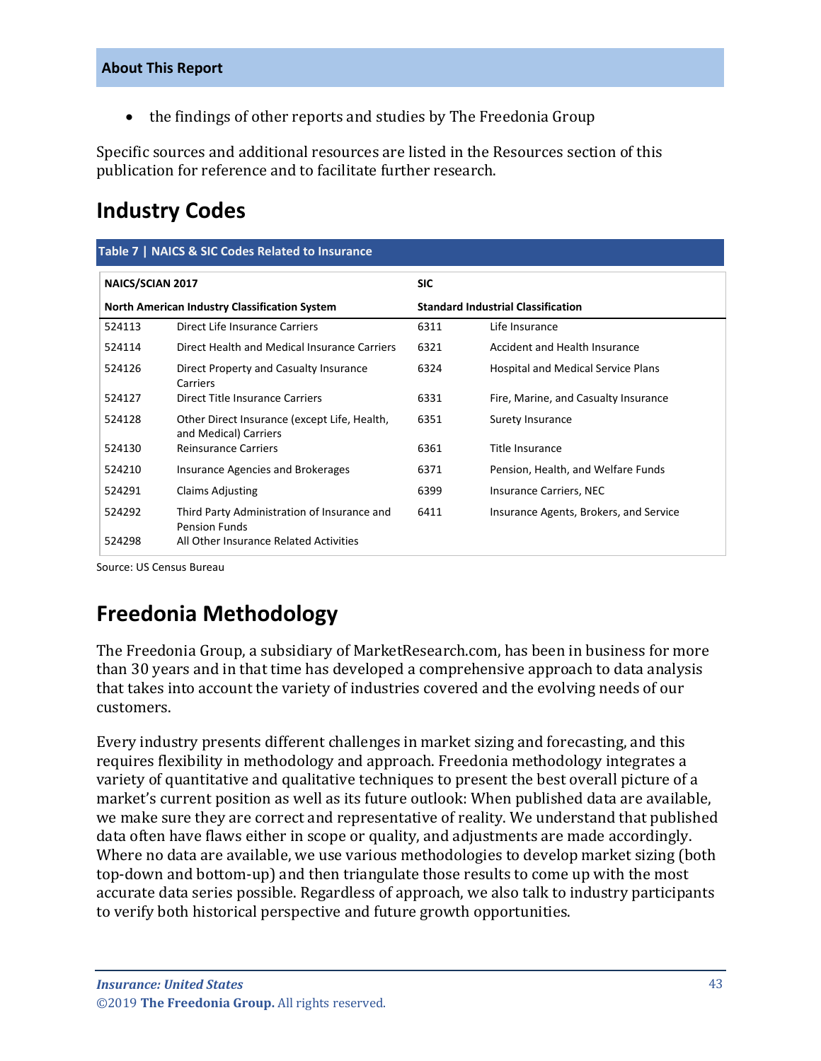- the findings of other reports and studies by The Freedonia Group

Specific sources and additional resources are listed in the Resources section of this publication for reference and to facilitate further research.

## Industry Codes

**Table 7 | NAICS & SIC Codes Related to Insurance**

| NAICS/SCIAN 2017 | | SIC | |
|---|---|---|---|
| **North American Industry Classification System** | | **Standard Industrial Classification** | |
| 524113 | Direct Life Insurance Carriers | 6311 | Life Insurance |
| 524114 | Direct Health and Medical Insurance Carriers | 6321 | Accident and Health Insurance |
| 524126 | Direct Property and Casualty Insurance Carriers | 6324 | Hospital and Medical Service Plans |
| 524127 | Direct Title Insurance Carriers | 6331 | Fire, Marine, and Casualty Insurance |
| 524128 | Other Direct Insurance (except Life, Health, and Medical) Carriers | 6351 | Surety Insurance |
| 524130 | Reinsurance Carriers | 6361 | Title Insurance |
| 524210 | Insurance Agencies and Brokerages | 6371 | Pension, Health, and Welfare Funds |
| 524291 | Claims Adjusting | 6399 | Insurance Carriers, NEC |
| 524292 | Third Party Administration of Insurance and Pension Funds | 6411 | Insurance Agents, Brokers, and Service |
| 524298 | All Other Insurance Related Activities | | |

Source: US Census Bureau

## Freedonia Methodology

The Freedonia Group, a subsidiary of MarketResearch.com, has been in business for more than 30 years and in that time has developed a comprehensive approach to data analysis that takes into account the variety of industries covered and the evolving needs of our customers.

Every industry presents different challenges in market sizing and forecasting, and this requires flexibility in methodology and approach. Freedonia methodology integrates a variety of quantitative and qualitative techniques to present the best overall picture of a market's current position as well as its future outlook: When published data are available, we make sure they are correct and representative of reality. We understand that published data often have flaws either in scope or quality, and adjustments are made accordingly. Where no data are available, we use various methodologies to develop market sizing (both top-down and bottom-up) and then triangulate those results to come up with the most accurate data series possible. Regardless of approach, we also talk to industry participants to verify both historical perspective and future growth opportunities.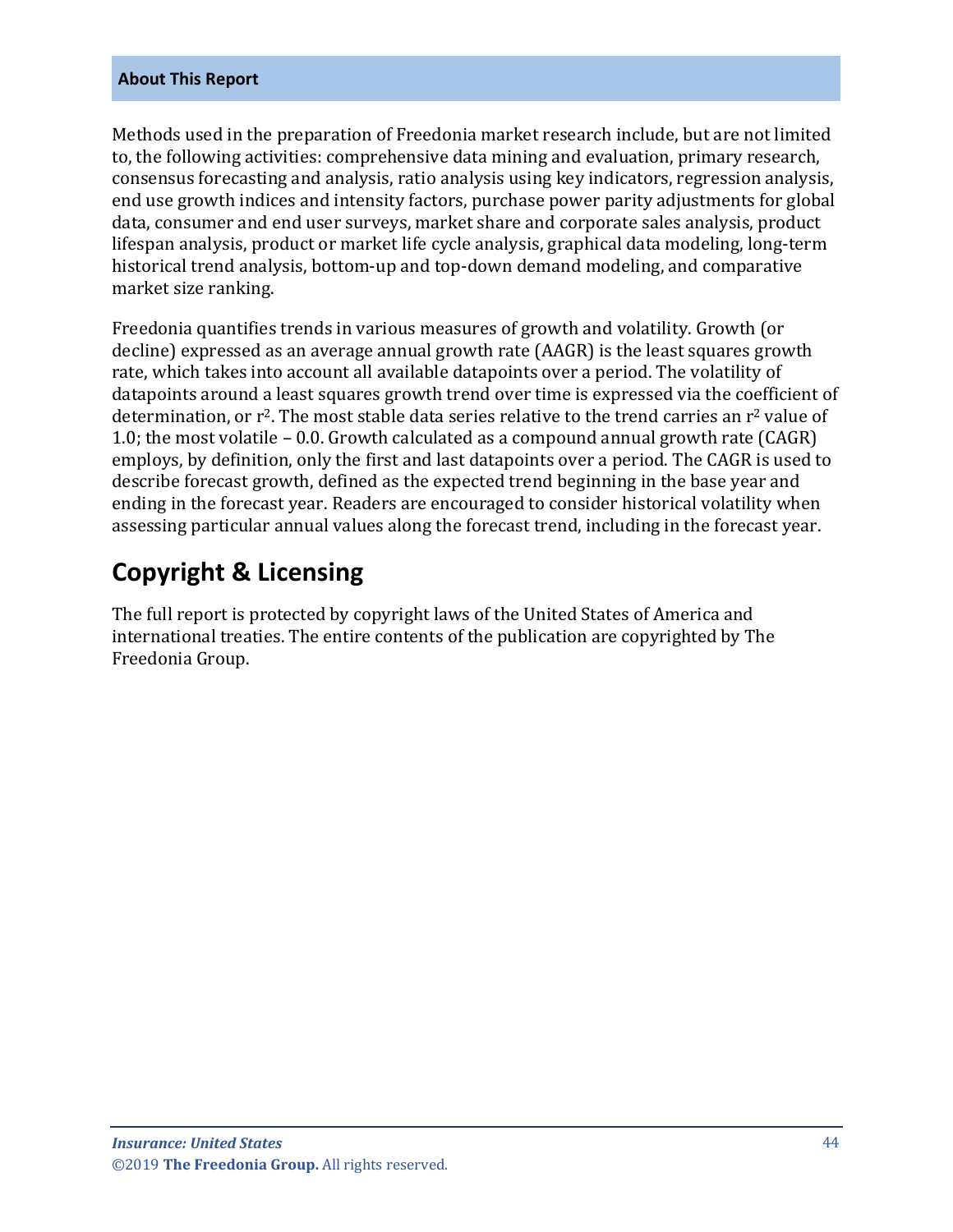## About This Report

Methods used in the preparation of Freedonia market research include, but are not limited to, the following activities: comprehensive data mining and evaluation, primary research, consensus forecasting and analysis, ratio analysis using key indicators, regression analysis, end use growth indices and intensity factors, purchase power parity adjustments for global data, consumer and end user surveys, market share and corporate sales analysis, product lifespan analysis, product or market life cycle analysis, graphical data modeling, long-term historical trend analysis, bottom-up and top-down demand modeling, and comparative market size ranking.

Freedonia quantifies trends in various measures of growth and volatility. Growth (or decline) expressed as an average annual growth rate (AAGR) is the least squares growth rate, which takes into account all available datapoints over a period. The volatility of datapoints around a least squares growth trend over time is expressed via the coefficient of determination, or $r^2$. The most stable data series relative to the trend carries an $r^2$ value of 1.0; the most volatile – 0.0. Growth calculated as a compound annual growth rate (CAGR) employs, by definition, only the first and last datapoints over a period. The CAGR is used to describe forecast growth, defined as the expected trend beginning in the base year and ending in the forecast year. Readers are encouraged to consider historical volatility when assessing particular annual values along the forecast trend, including in the forecast year.

# Copyright & Licensing

The full report is protected by copyright laws of the United States of America and international treaties. The entire contents of the publication are copyrighted by The Freedonia Group.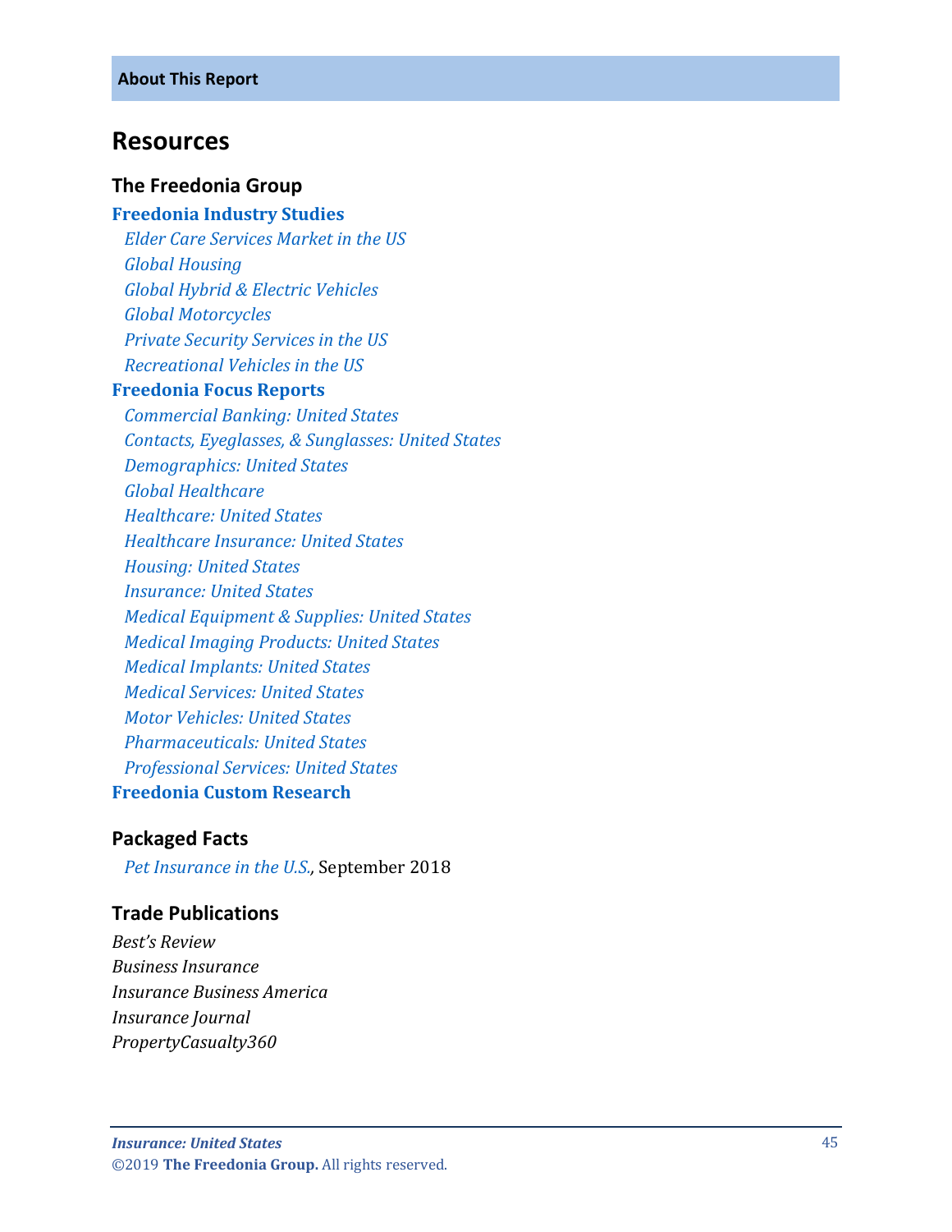## Resources

### The Freedonia Group

**Freedonia Industry Studies**

*Elder Care Services Market in the US*
*Global Housing*
*Global Hybrid & Electric Vehicles*
*Global Motorcycles*
*Private Security Services in the US*
*Recreational Vehicles in the US*

**Freedonia Focus Reports**

*Commercial Banking: United States*
*Contacts, Eyeglasses, & Sunglasses: United States*
*Demographics: United States*
*Global Healthcare*
*Healthcare: United States*
*Healthcare Insurance: United States*
*Housing: United States*
*Insurance: United States*
*Medical Equipment & Supplies: United States*
*Medical Imaging Products: United States*
*Medical Implants: United States*
*Medical Services: United States*
*Motor Vehicles: United States*
*Pharmaceuticals: United States*
*Professional Services: United States*

**Freedonia Custom Research**

### Packaged Facts

*Pet Insurance in the U.S.*, September 2018

### Trade Publications

*Best's Review*
*Business Insurance*
*Insurance Business America*
*Insurance Journal*
*PropertyCasualty360*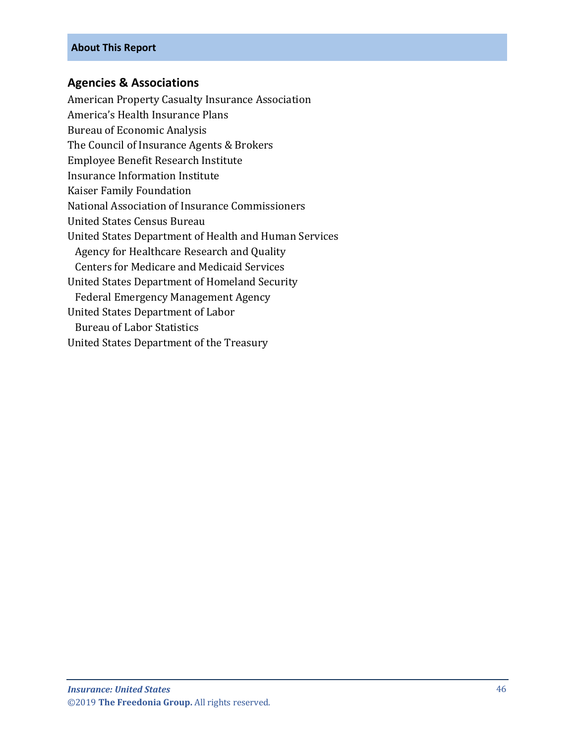## Agencies & Associations

American Property Casualty Insurance Association
America's Health Insurance Plans
Bureau of Economic Analysis
The Council of Insurance Agents & Brokers
Employee Benefit Research Institute
Insurance Information Institute
Kaiser Family Foundation
National Association of Insurance Commissioners
United States Census Bureau
United States Department of Health and Human Services
  Agency for Healthcare Research and Quality
  Centers for Medicare and Medicaid Services
United States Department of Homeland Security
  Federal Emergency Management Agency
United States Department of Labor
  Bureau of Labor Statistics
United States Department of the Treasury